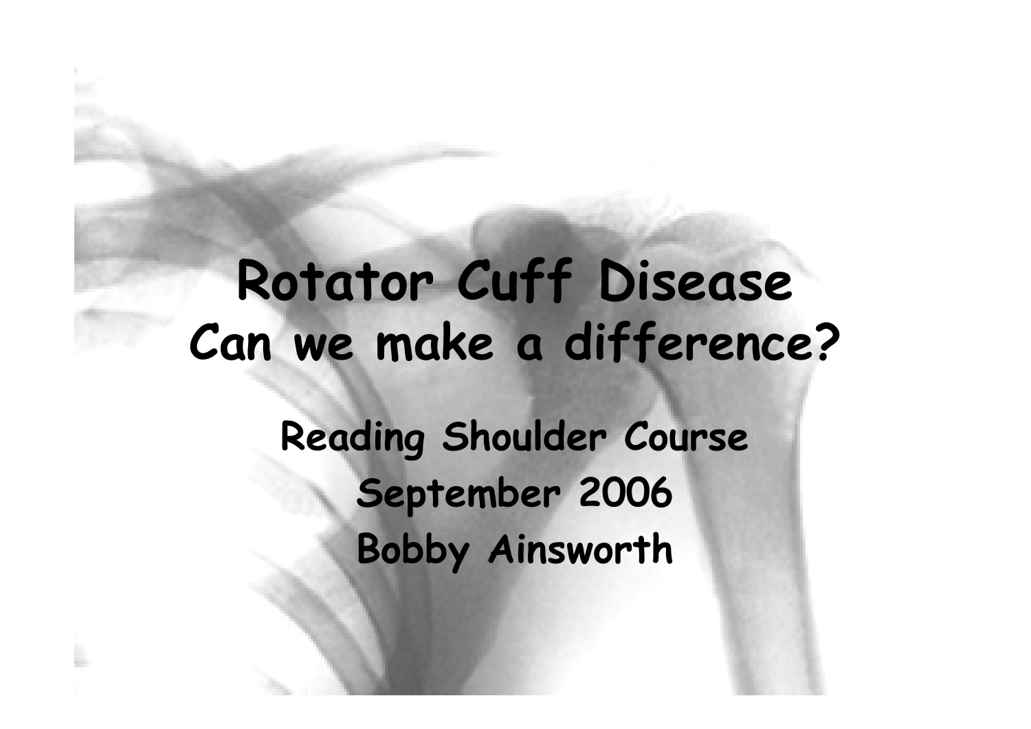# Rotator Cuff Disease

## Can we make a difference?

**Reading Shoulder Course**

**September 2006**

**Bobby Ainsworth**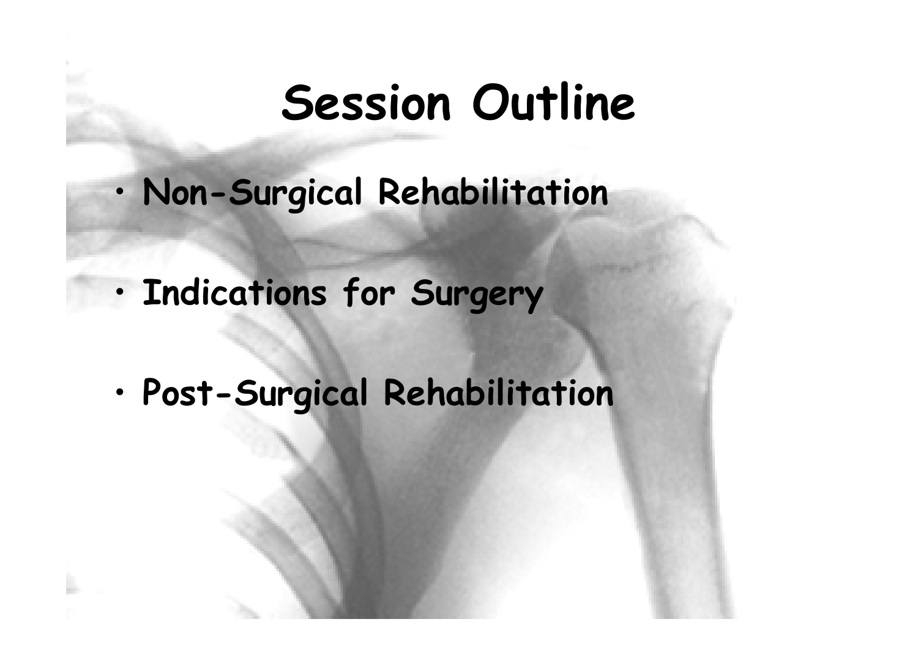# Session Outline

- **Non-Surgical Rehabilitation**
- **Indications for Surgery**
- **Post-Surgical Rehabilitation**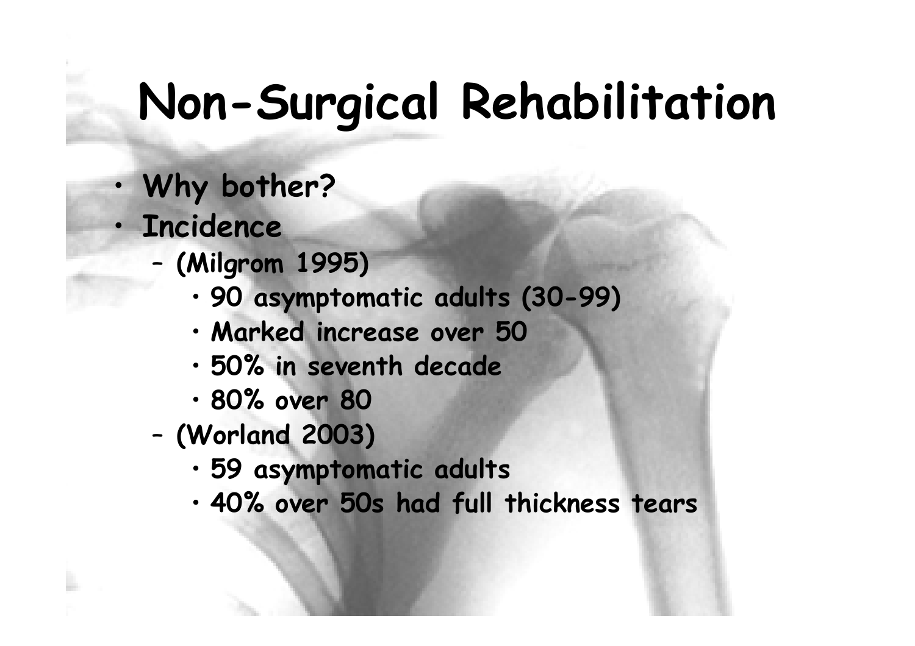# Non-Surgical Rehabilitation

- **Why bother?**
- **Incidence**
  - **(Milgrom 1995)**
    - **90 asymptomatic adults (30-99)**
    - **Marked increase over 50**
    - **50% in seventh decade**
    - **80% over 80**
  - **(Worland 2003)**
    - **59 asymptomatic adults**
    - **40% over 50s had full thickness tears**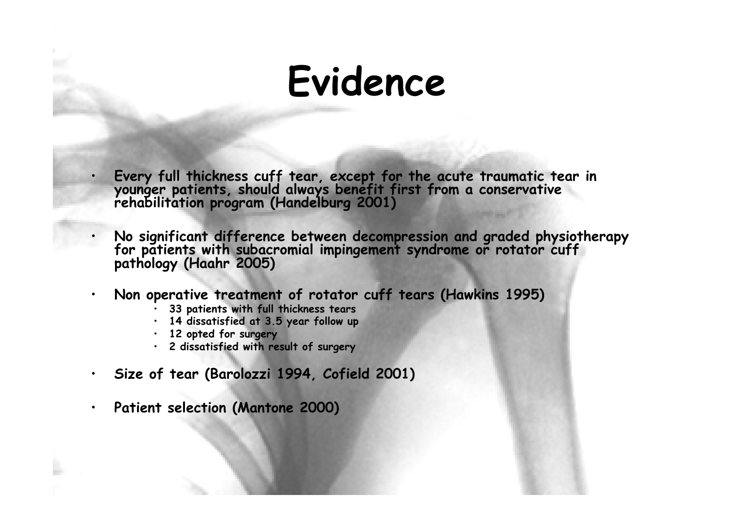# Evidence

- Every full thickness cuff tear, except for the acute traumatic tear in younger patients, should always benefit first from a conservative rehabilitation program (Handelburg 2001)
- No significant difference between decompression and graded physiotherapy for patients with subacromial impingement syndrome or rotator cuff pathology (Haahr 2005)
- Non operative treatment of rotator cuff tears (Hawkins 1995)
  - 33 patients with full thickness tears
  - 14 dissatisfied at 3.5 year follow up
  - 12 opted for surgery
  - 2 dissatisfied with result of surgery
- Size of tear (Barolozzi 1994, Cofield 2001)
- Patient selection (Mantone 2000)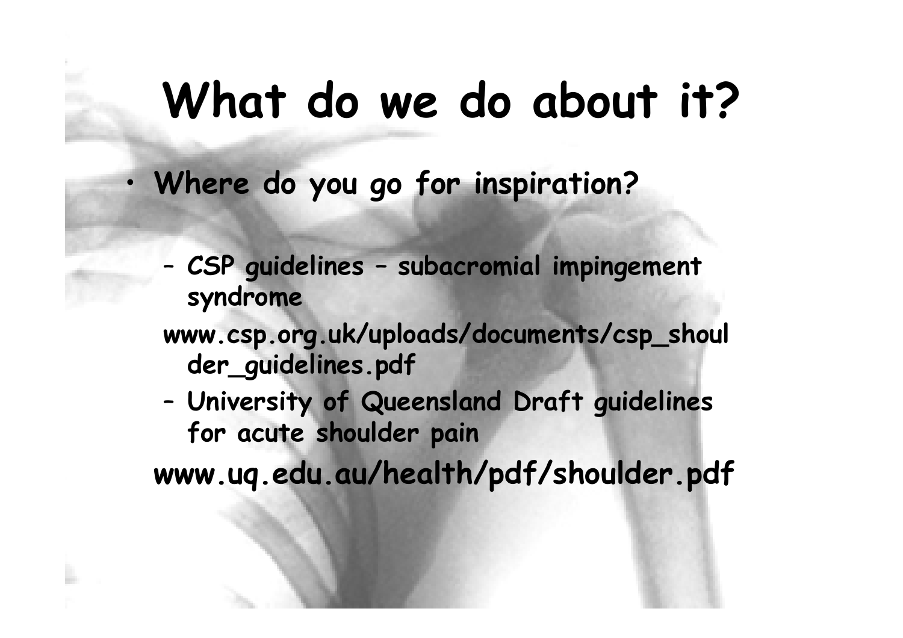# What do we do about it?

- Where do you go for inspiration?
  - CSP guidelines – subacromial impingement syndrome

  www.csp.org.uk/uploads/documents/csp_shoulder_guidelines.pdf

  - University of Queensland Draft guidelines for acute shoulder pain

  www.uq.edu.au/health/pdf/shoulder.pdf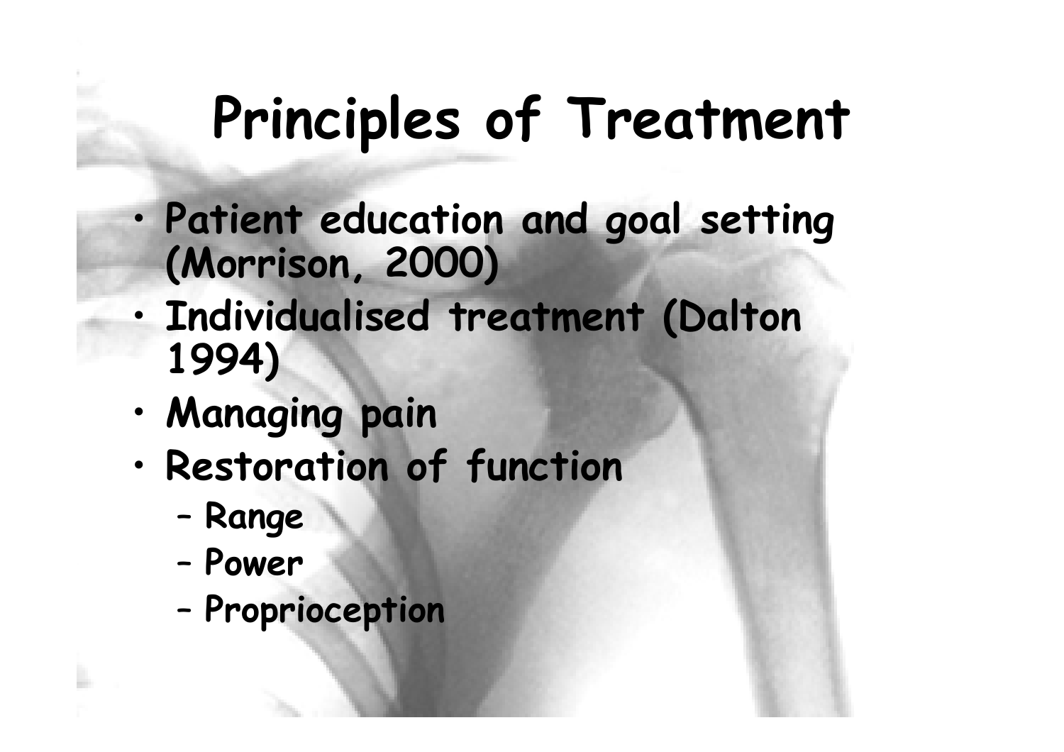# Principles of Treatment

- Patient education and goal setting (Morrison, 2000)
- Individualised treatment (Dalton 1994)
- Managing pain
- Restoration of function
  - Range
  - Power
  - Proprioception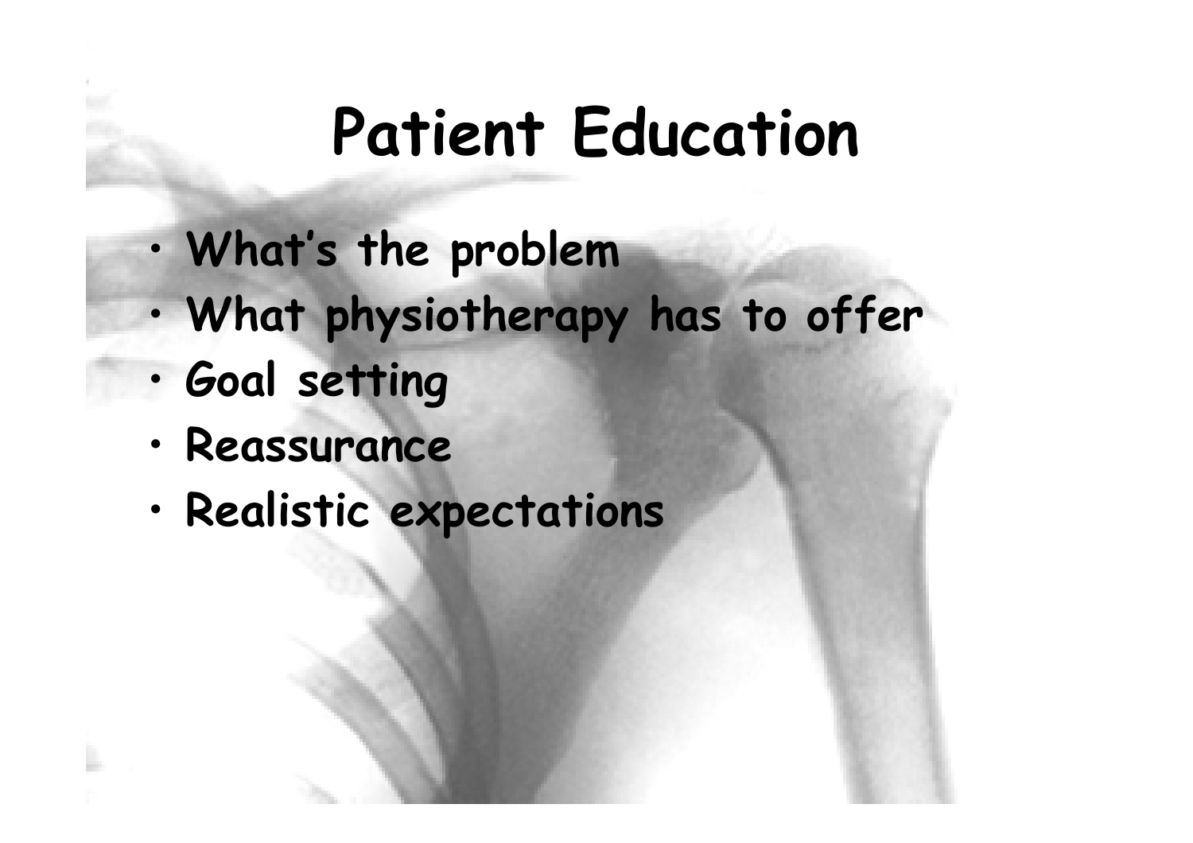# Patient Education

- What's the problem
- What physiotherapy has to offer
- Goal setting
- Reassurance
- Realistic expectations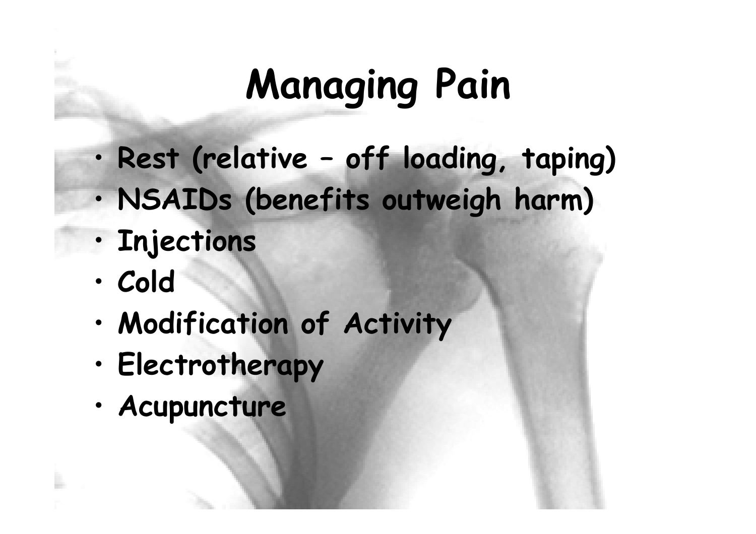# Managing Pain

- **Rest (relative – off loading, taping)**
- **NSAIDs (benefits outweigh harm)**
- **Injections**
- **Cold**
- **Modification of Activity**
- **Electrotherapy**
- **Acupuncture**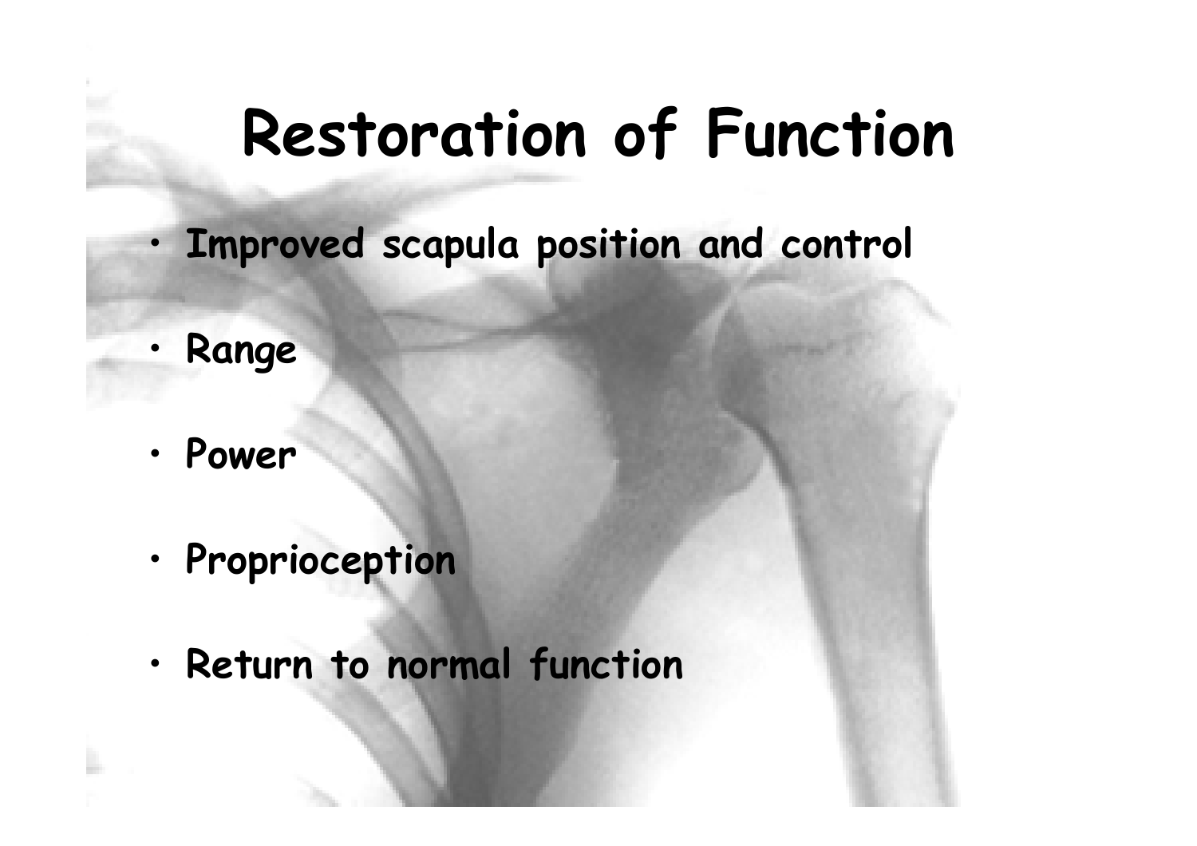# Restoration of Function

- **Improved scapula position and control**
- **Range**
- **Power**
- **Proprioception**
- **Return to normal function**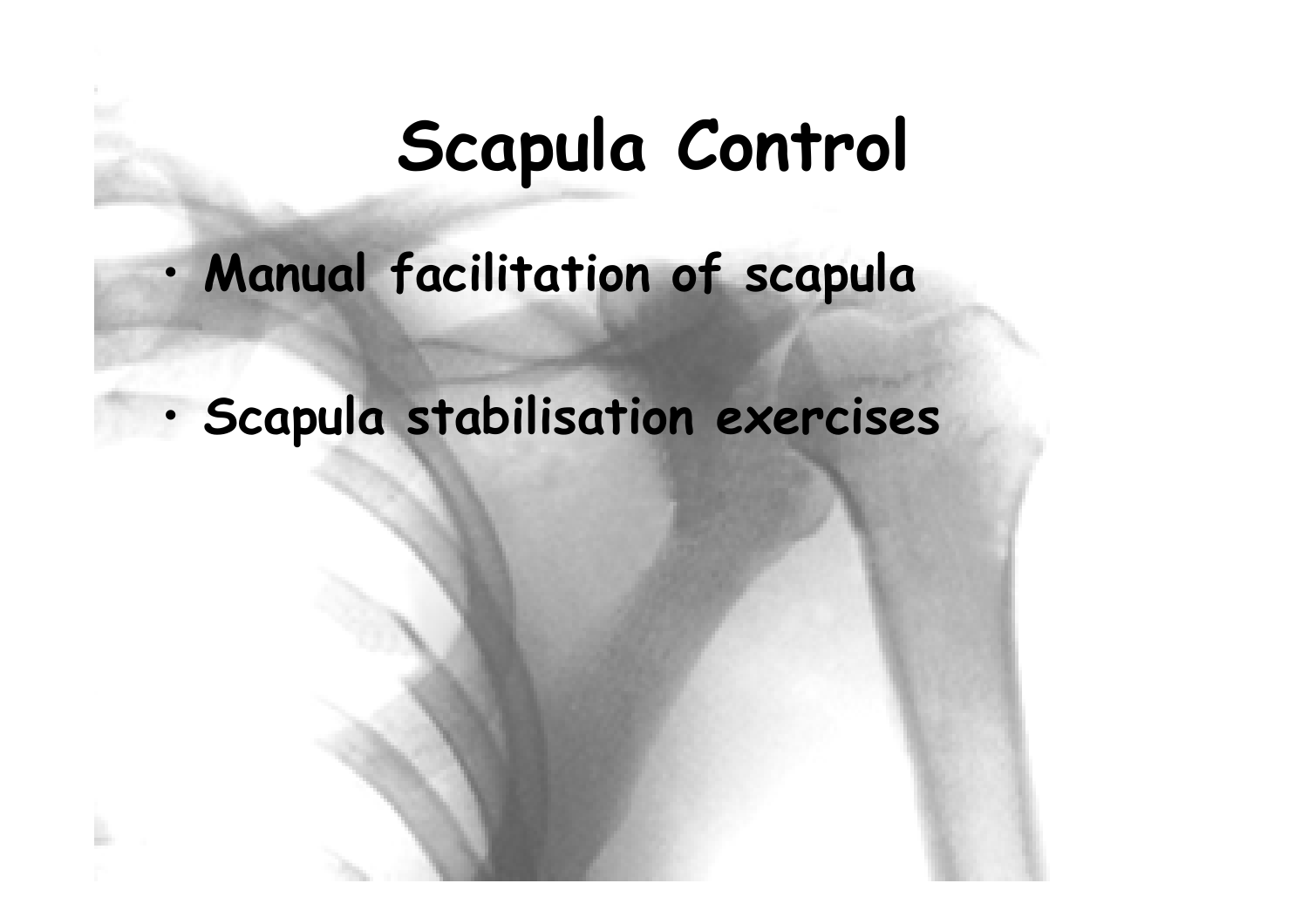# Scapula Control

- Manual facilitation of scapula
- Scapula stabilisation exercises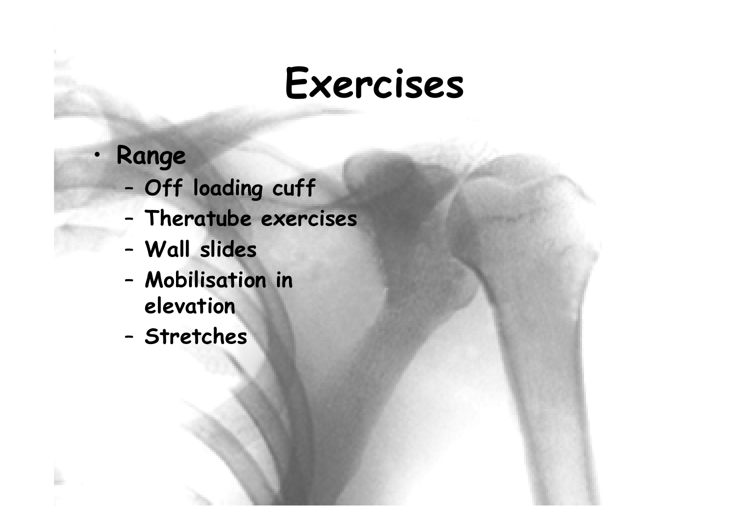# Exercises

- **Range**
  - **Off loading cuff**
  - **Theratube exercises**
  - **Wall slides**
  - **Mobilisation in elevation**
  - **Stretches**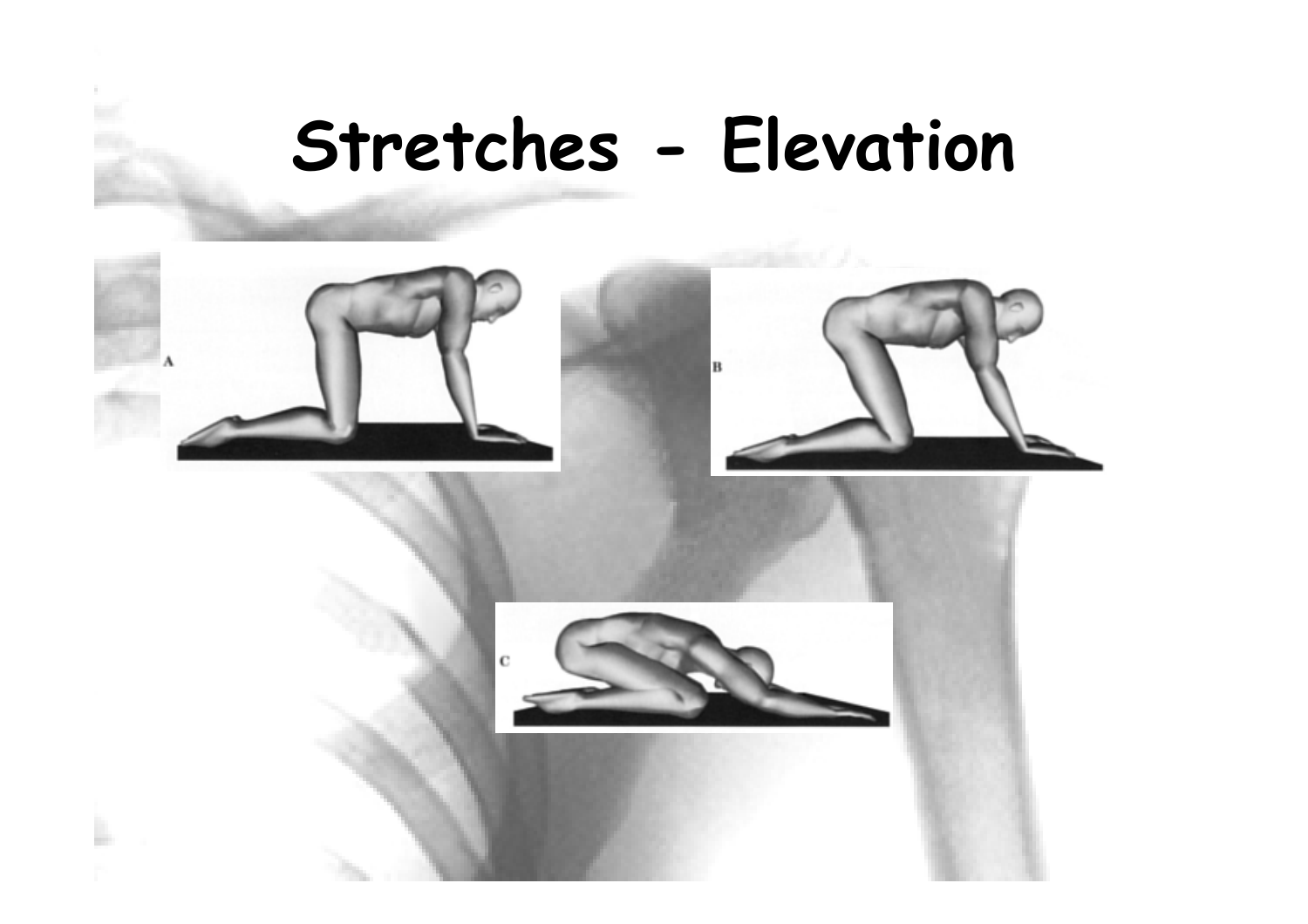# Stretches - Elevation

A

B

C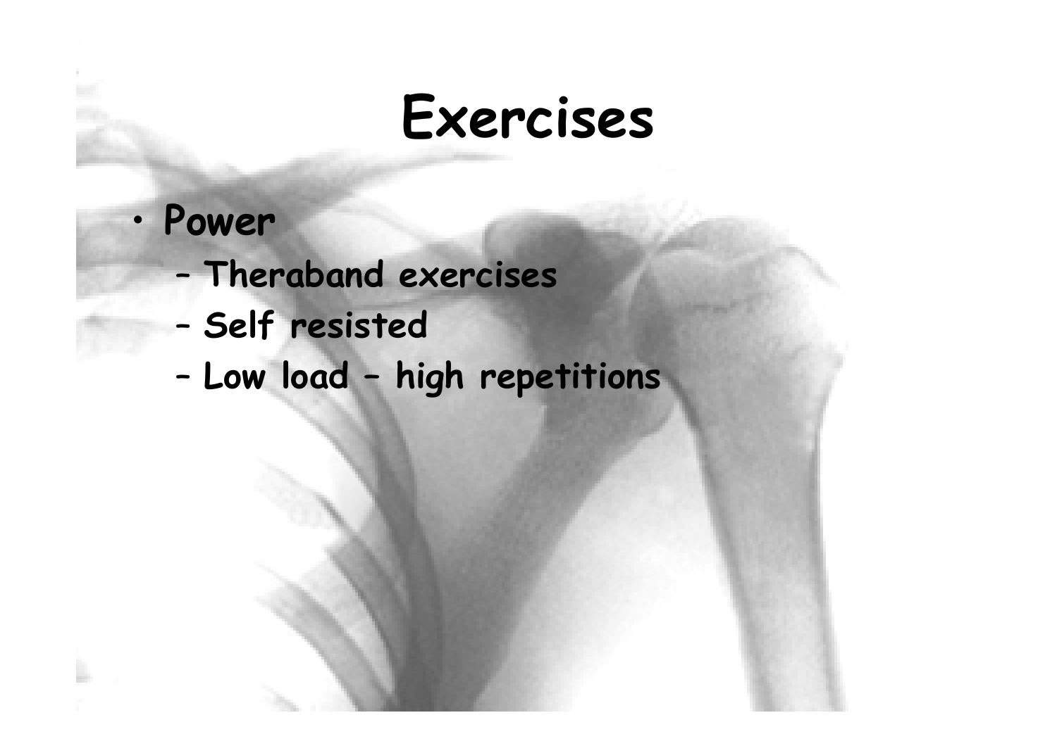# Exercises

- Power
  - Theraband exercises
  - Self resisted
  - Low load – high repetitions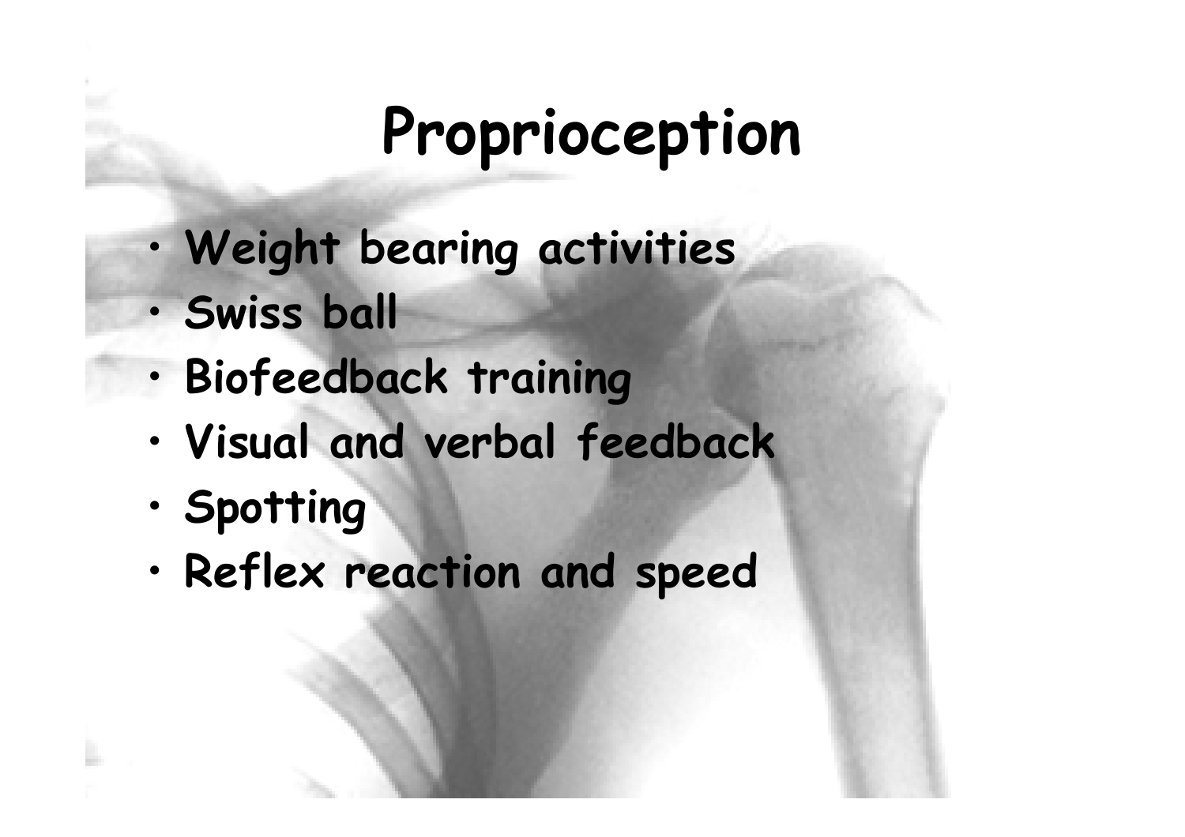# Proprioception

- Weight bearing activities
- Swiss ball
- Biofeedback training
- Visual and verbal feedback
- Spotting
- Reflex reaction and speed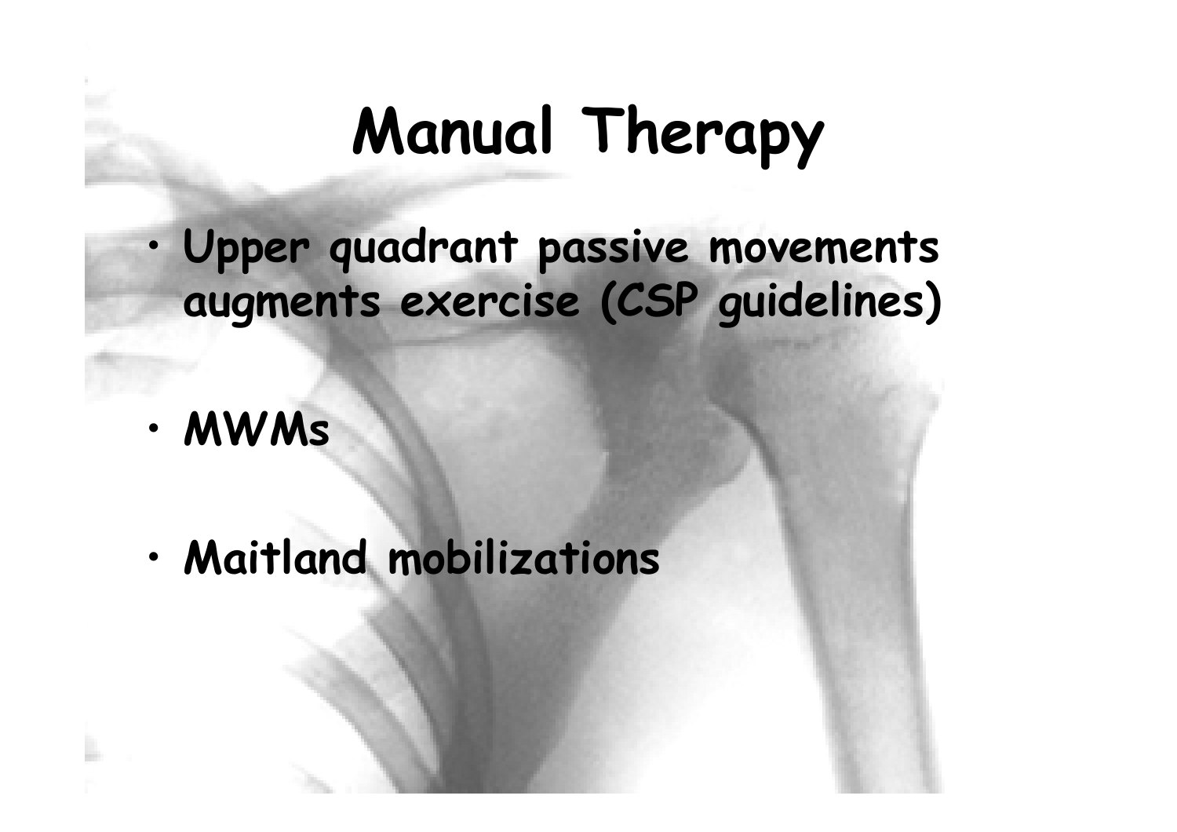# Manual Therapy

- Upper quadrant passive movements augments exercise (CSP guidelines)
- MWMs
- Maitland mobilizations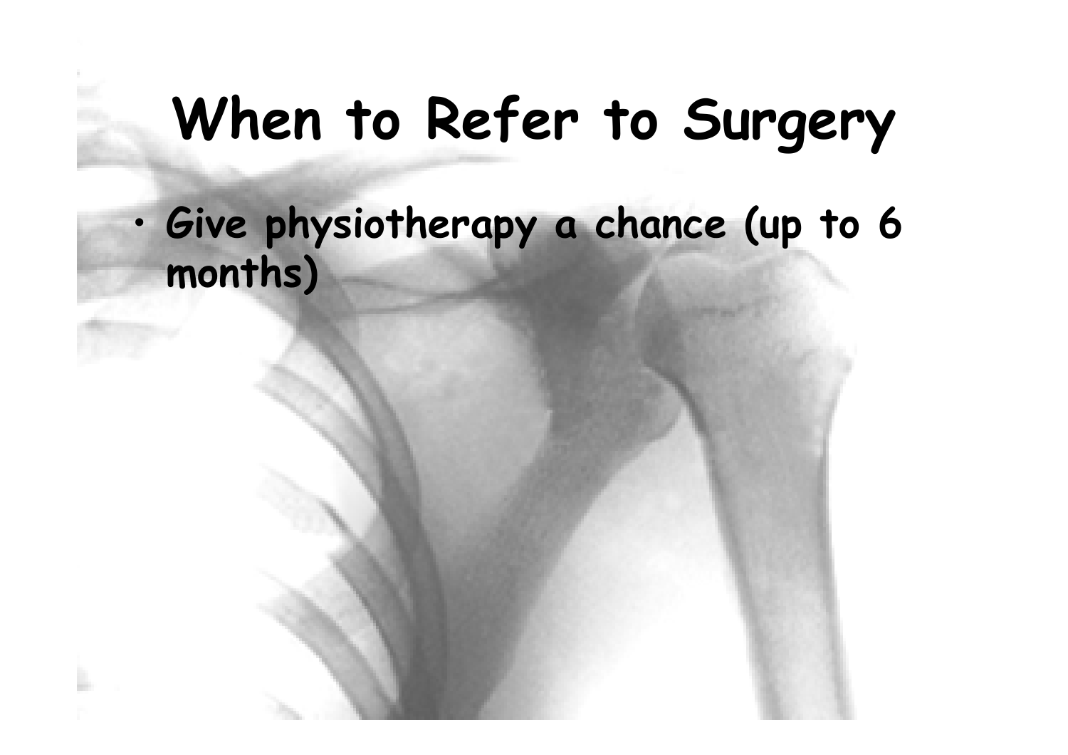# When to Refer to Surgery

- **Give physiotherapy a chance (up to 6 months)**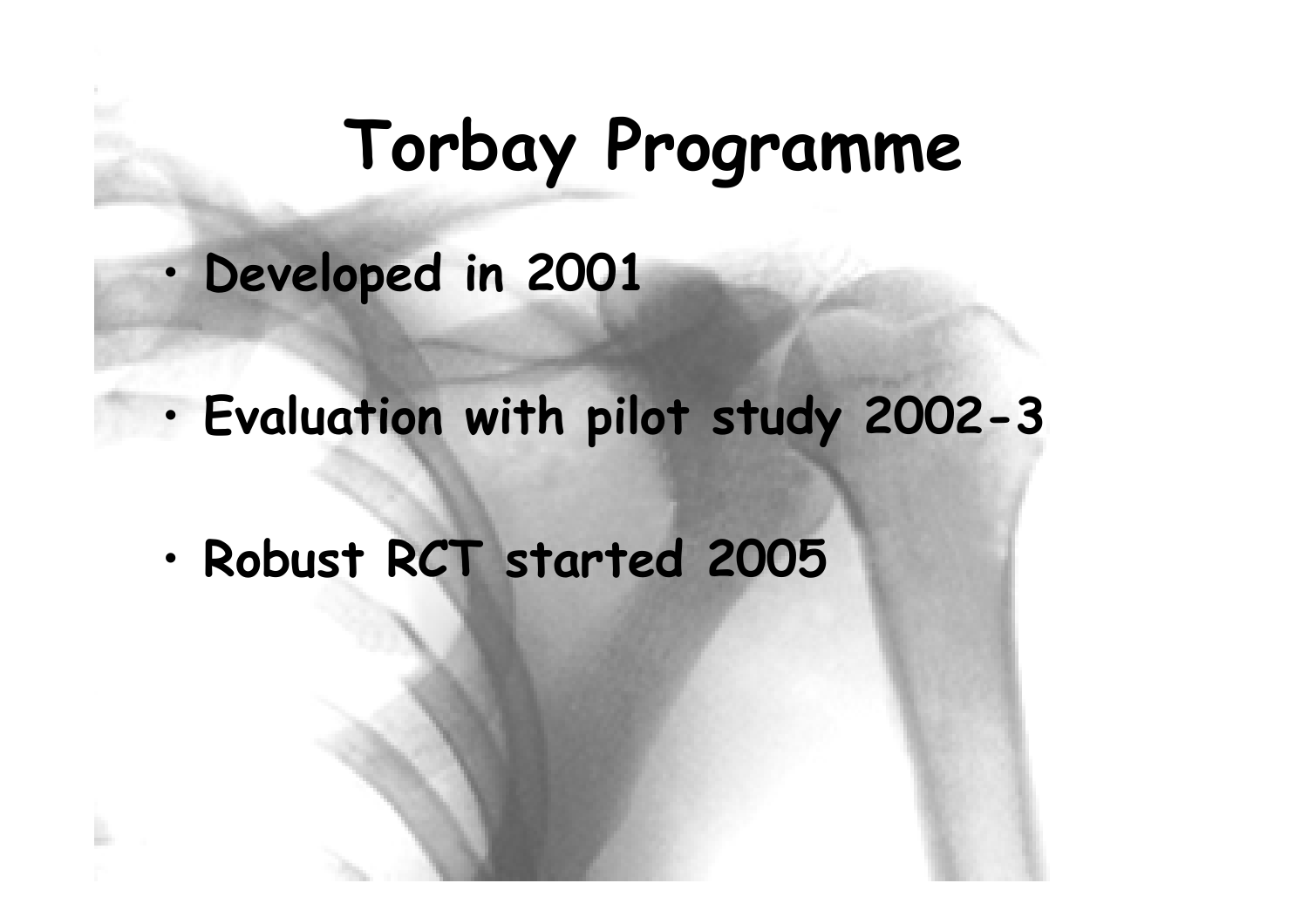# Torbay Programme

- Developed in 2001
- Evaluation with pilot study 2002-3
- Robust RCT started 2005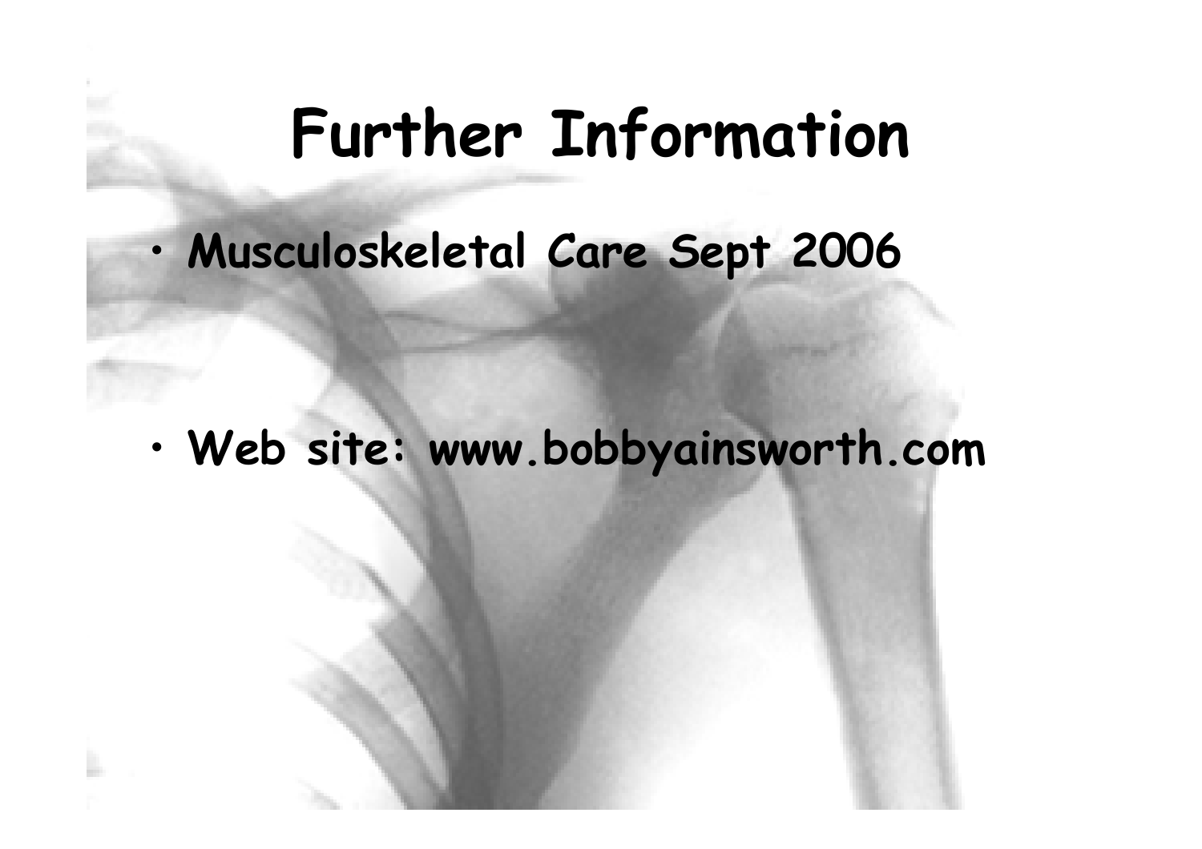# Further Information

- **Musculoskeletal Care Sept 2006**
- **Web site: www.bobbyainsworth.com**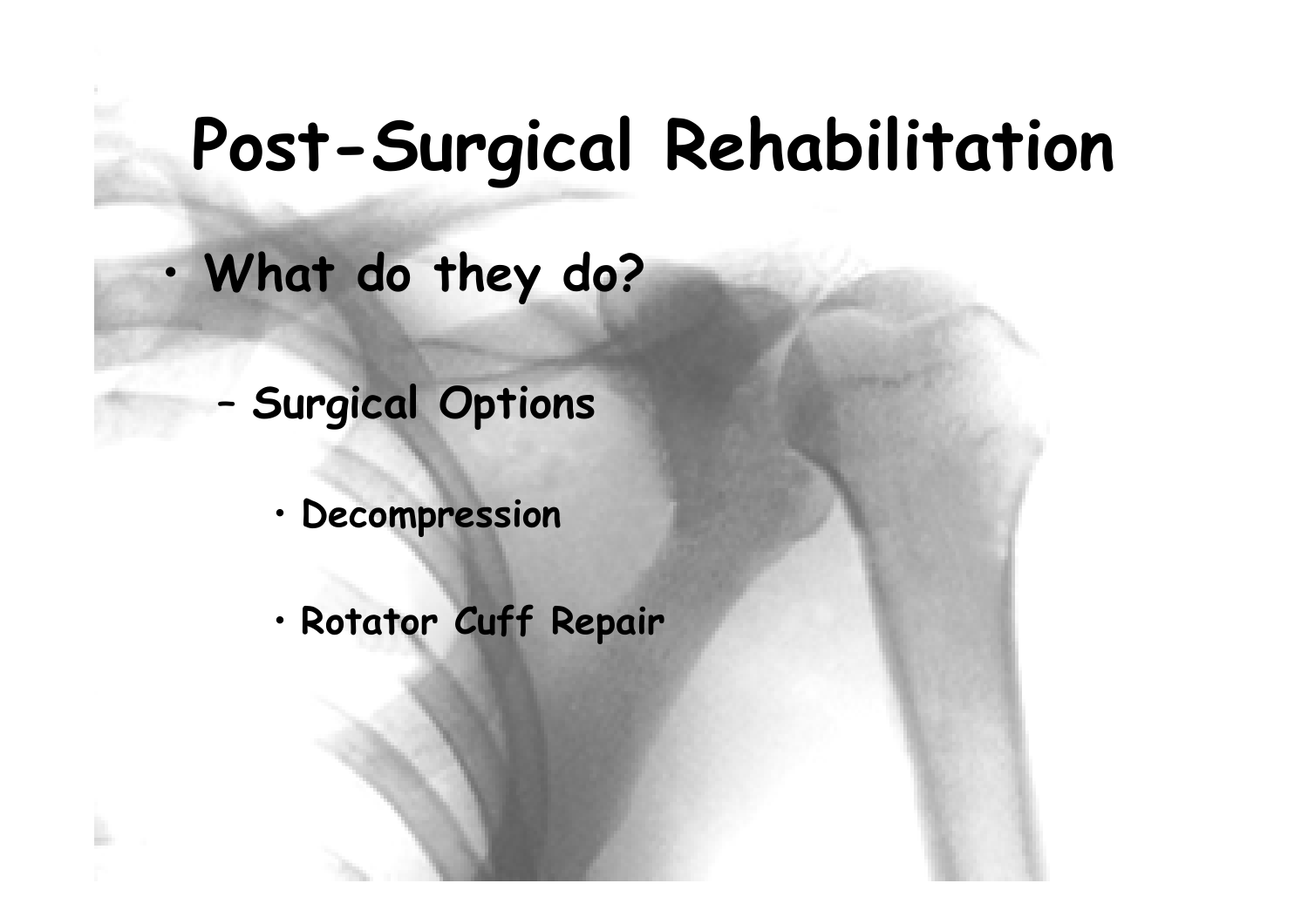# Post-Surgical Rehabilitation

- **What do they do?**
  - **Surgical Options**
    - **Decompression**
    - **Rotator Cuff Repair**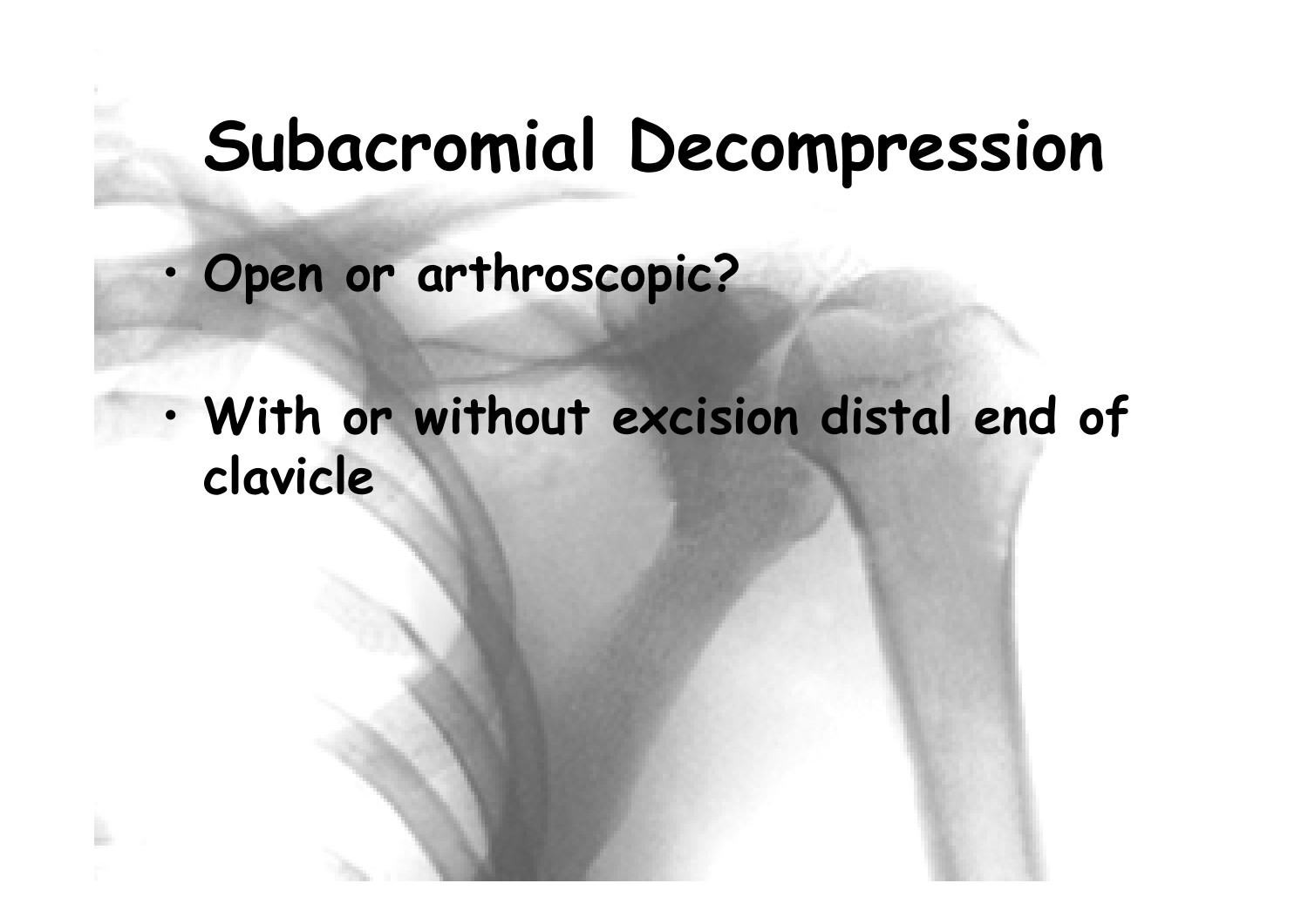# Subacromial Decompression

- Open or arthroscopic?
- With or without excision distal end of clavicle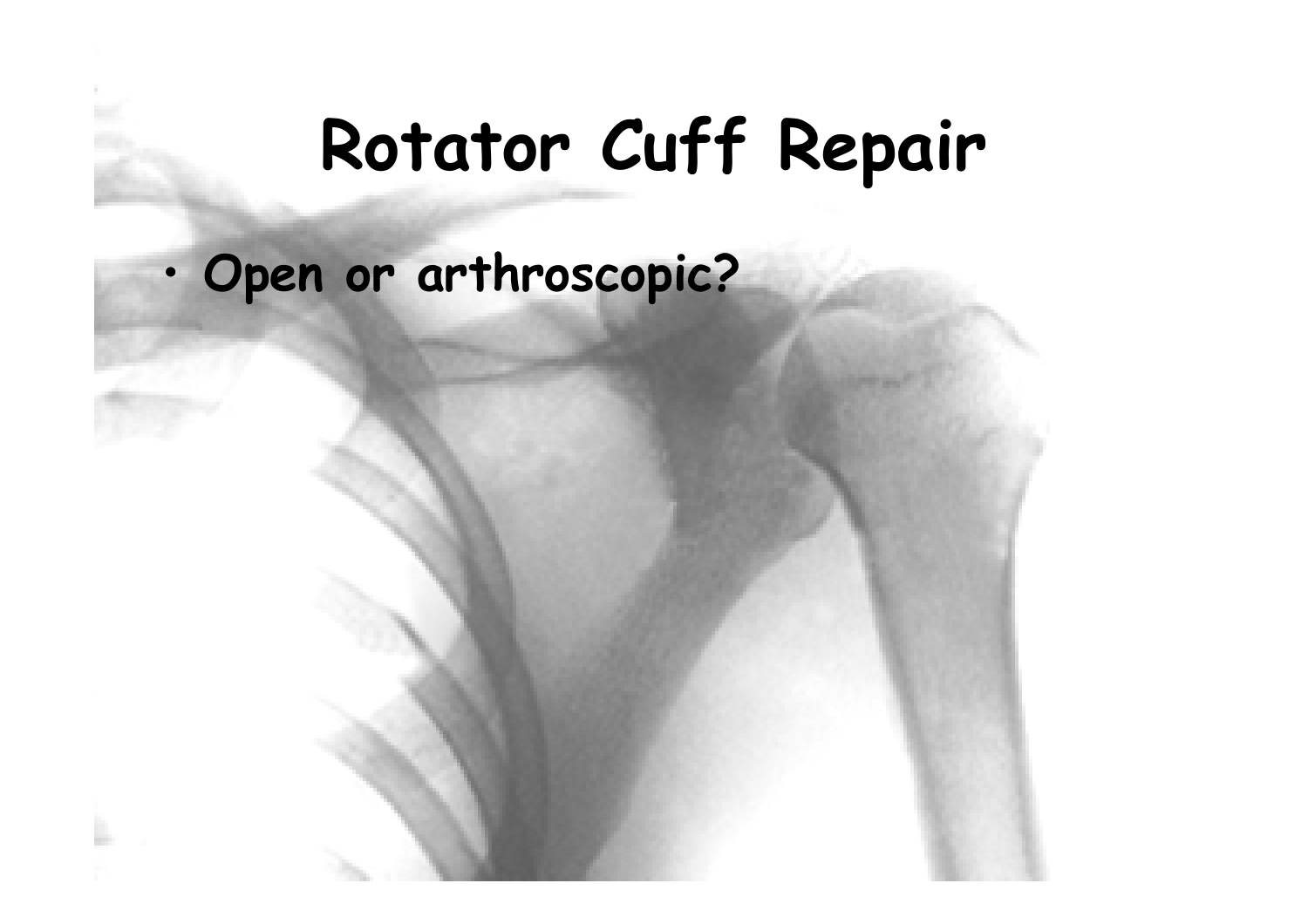# Rotator Cuff Repair

- **Open or arthroscopic?**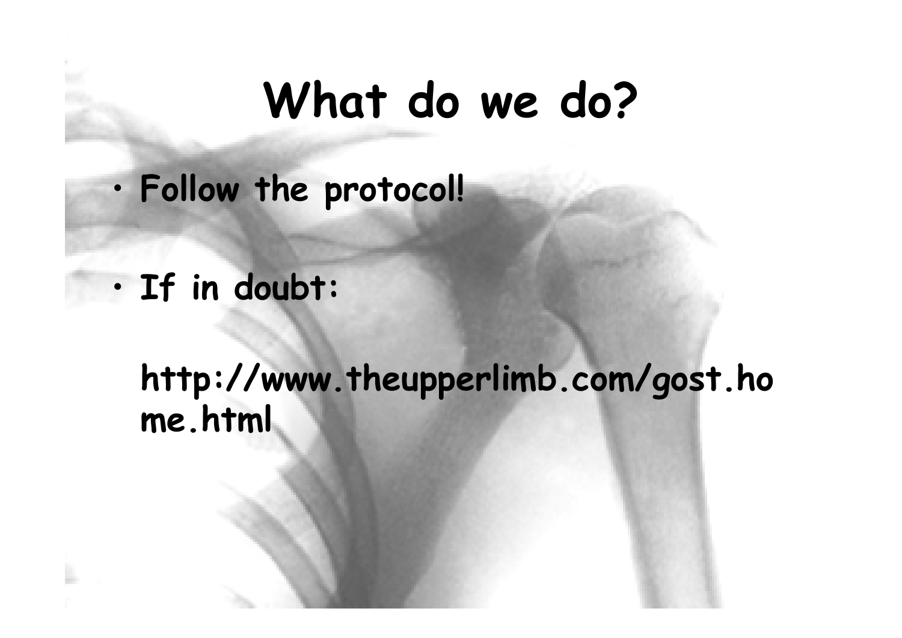# What do we do?

- **Follow the protocol!**
- **If in doubt:**

  **http://www.theupperlimb.com/gost.home.html**